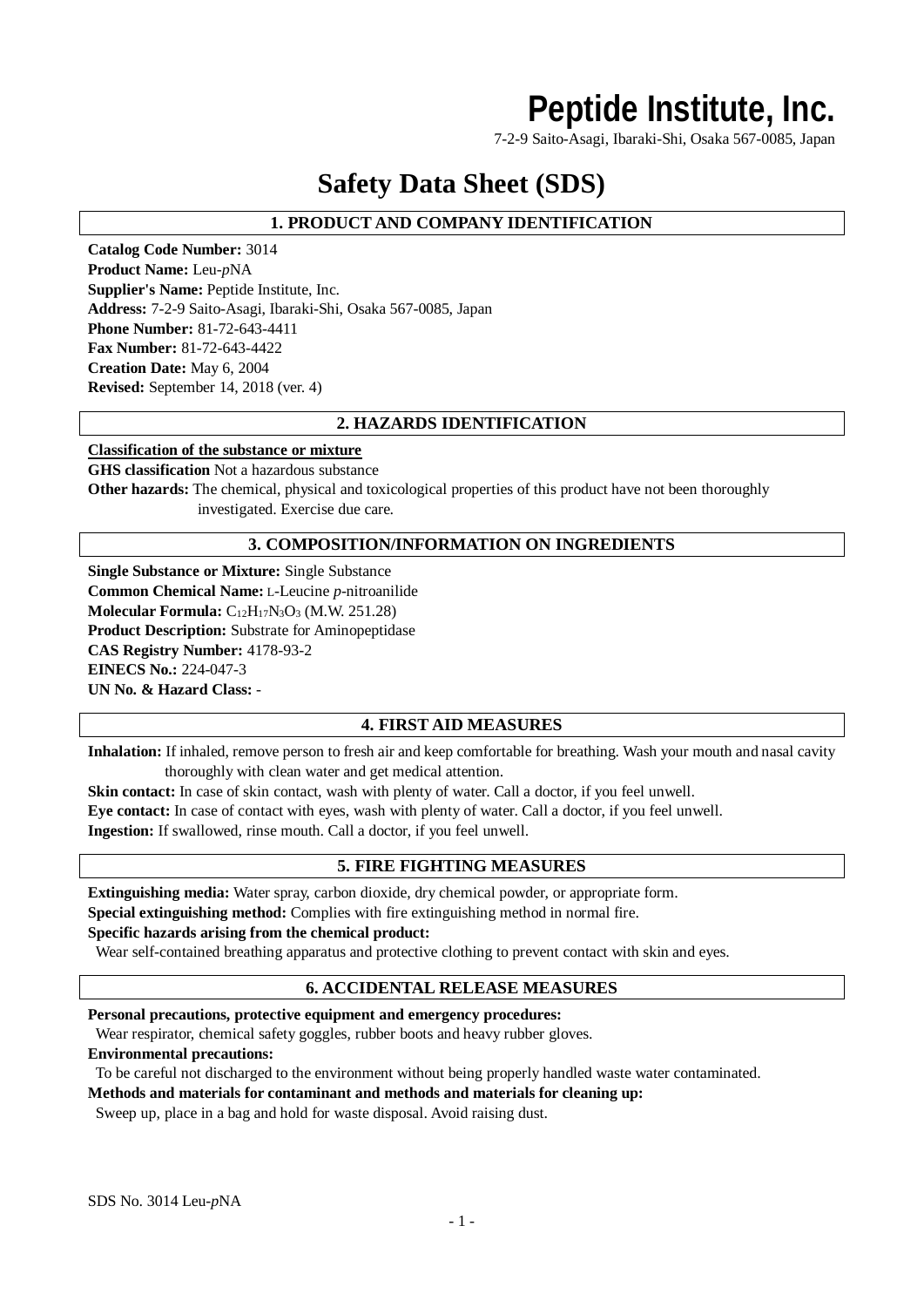# Peptide Institute, Inc.

7-2-9 Saito-Asagi, Ibaraki-Shi, Osaka 567-0085, Japan

# Safety Data Sheet (SDS)

## 1. PRODUCT AND COMPANY IDENTIFICATION

**Catalog Code Number:** 3014
**Product Name:** Leu-*p*NA
**Supplier's Name:** Peptide Institute, Inc.
**Address:** 7-2-9 Saito-Asagi, Ibaraki-Shi, Osaka 567-0085, Japan
**Phone Number:** 81-72-643-4411
**Fax Number:** 81-72-643-4422
**Creation Date:** May 6, 2004
**Revised:** September 14, 2018 (ver. 4)

## 2. HAZARDS IDENTIFICATION

**Classification of the substance or mixture**

**GHS classification** Not a hazardous substance

**Other hazards:** The chemical, physical and toxicological properties of this product have not been thoroughly investigated. Exercise due care.

## 3. COMPOSITION/INFORMATION ON INGREDIENTS

**Single Substance or Mixture:** Single Substance
**Common Chemical Name:** L-Leucine *p*-nitroanilide
**Molecular Formula:** $C_{12}H_{17}N_3O_3$ (M.W. 251.28)
**Product Description:** Substrate for Aminopeptidase
**CAS Registry Number:** 4178-93-2
**EINECS No.:** 224-047-3
**UN No. & Hazard Class:** -

## 4. FIRST AID MEASURES

**Inhalation:** If inhaled, remove person to fresh air and keep comfortable for breathing. Wash your mouth and nasal cavity thoroughly with clean water and get medical attention.
**Skin contact:** In case of skin contact, wash with plenty of water. Call a doctor, if you feel unwell.
**Eye contact:** In case of contact with eyes, wash with plenty of water. Call a doctor, if you feel unwell.
**Ingestion:** If swallowed, rinse mouth. Call a doctor, if you feel unwell.

## 5. FIRE FIGHTING MEASURES

**Extinguishing media:** Water spray, carbon dioxide, dry chemical powder, or appropriate form.
**Special extinguishing method:** Complies with fire extinguishing method in normal fire.
**Specific hazards arising from the chemical product:**
Wear self-contained breathing apparatus and protective clothing to prevent contact with skin and eyes.

## 6. ACCIDENTAL RELEASE MEASURES

**Personal precautions, protective equipment and emergency procedures:**
Wear respirator, chemical safety goggles, rubber boots and heavy rubber gloves.
**Environmental precautions:**
To be careful not discharged to the environment without being properly handled waste water contaminated.
**Methods and materials for contaminant and methods and materials for cleaning up:**
Sweep up, place in a bag and hold for waste disposal. Avoid raising dust.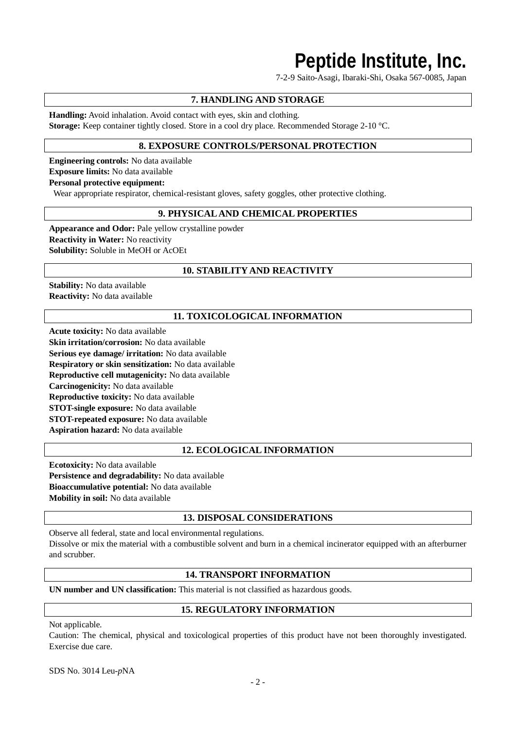## 7. HANDLING AND STORAGE

**Handling:** Avoid inhalation. Avoid contact with eyes, skin and clothing.
**Storage:** Keep container tightly closed. Store in a cool dry place. Recommended Storage 2-10 °C.

## 8. EXPOSURE CONTROLS/PERSONAL PROTECTION

**Engineering controls:** No data available
**Exposure limits:** No data available
**Personal protective equipment:**
Wear appropriate respirator, chemical-resistant gloves, safety goggles, other protective clothing.

## 9. PHYSICAL AND CHEMICAL PROPERTIES

**Appearance and Odor:** Pale yellow crystalline powder
**Reactivity in Water:** No reactivity
**Solubility:** Soluble in MeOH or AcOEt

## 10. STABILITY AND REACTIVITY

**Stability:** No data available
**Reactivity:** No data available

## 11. TOXICOLOGICAL INFORMATION

**Acute toxicity:** No data available
**Skin irritation/corrosion:** No data available
**Serious eye damage/ irritation:** No data available
**Respiratory or skin sensitization:** No data available
**Reproductive cell mutagenicity:** No data available
**Carcinogenicity:** No data available
**Reproductive toxicity:** No data available
**STOT-single exposure:** No data available
**STOT-repeated exposure:** No data available
**Aspiration hazard:** No data available

## 12. ECOLOGICAL INFORMATION

**Ecotoxicity:** No data available
**Persistence and degradability:** No data available
**Bioaccumulative potential:** No data available
**Mobility in soil:** No data available

## 13. DISPOSAL CONSIDERATIONS

Observe all federal, state and local environmental regulations.
Dissolve or mix the material with a combustible solvent and burn in a chemical incinerator equipped with an afterburner and scrubber.

## 14. TRANSPORT INFORMATION

**UN number and UN classification:** This material is not classified as hazardous goods.

## 15. REGULATORY INFORMATION

Not applicable.
Caution: The chemical, physical and toxicological properties of this product have not been thoroughly investigated. Exercise due care.

SDS No. 3014 Leu-*p*NA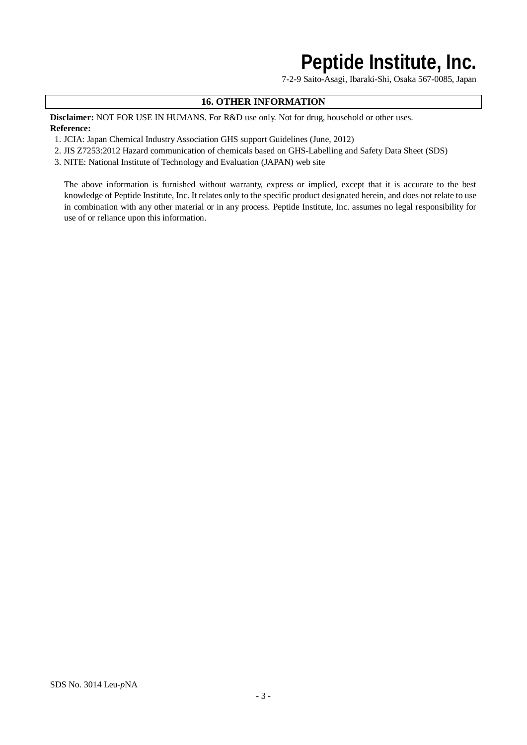## 16. OTHER INFORMATION

**Disclaimer:** NOT FOR USE IN HUMANS. For R&D use only. Not for drug, household or other uses.

**Reference:**

1. JCIA: Japan Chemical Industry Association GHS support Guidelines (June, 2012)
2. JIS Z7253:2012 Hazard communication of chemicals based on GHS-Labelling and Safety Data Sheet (SDS)
3. NITE: National Institute of Technology and Evaluation (JAPAN) web site

The above information is furnished without warranty, express or implied, except that it is accurate to the best knowledge of Peptide Institute, Inc. It relates only to the specific product designated herein, and does not relate to use in combination with any other material or in any process. Peptide Institute, Inc. assumes no legal responsibility for use of or reliance upon this information.